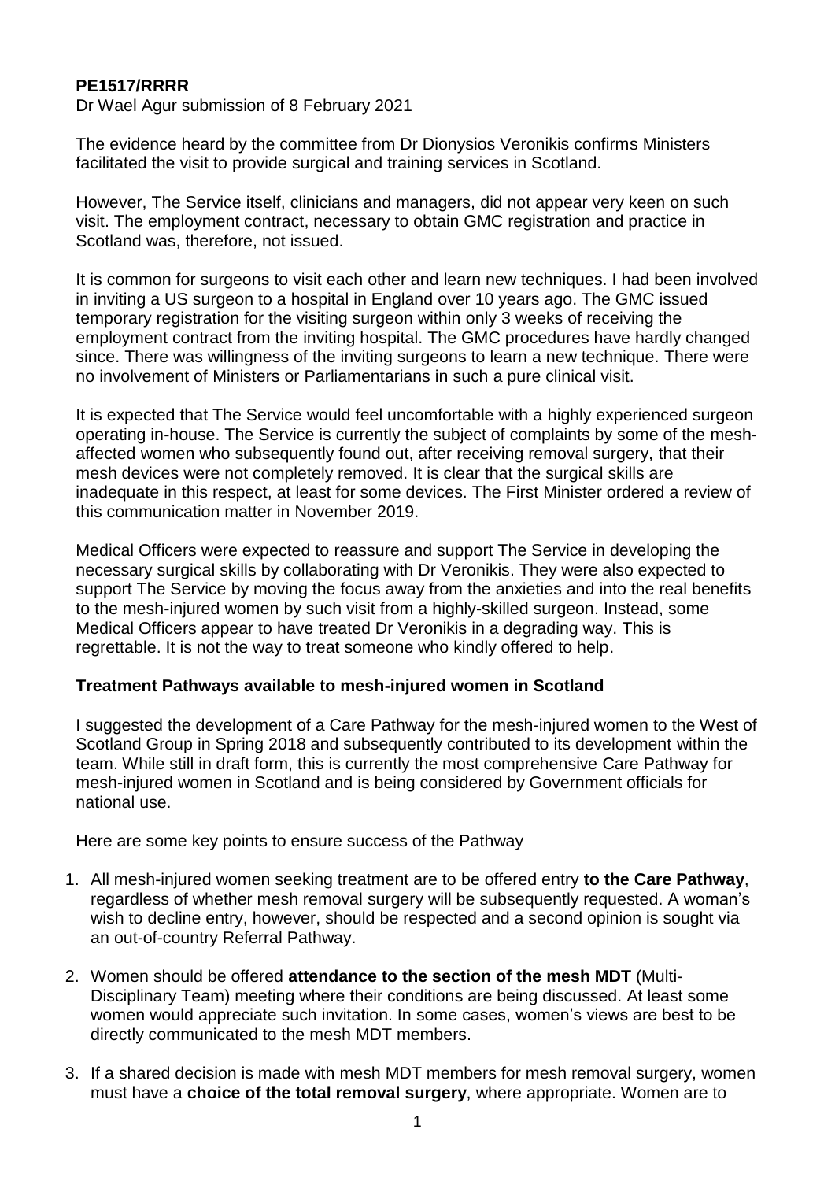**PE1517/RRRR**

Dr Wael Agur submission of 8 February 2021

The evidence heard by the committee from Dr Dionysios Veronikis confirms Ministers facilitated the visit to provide surgical and training services in Scotland.

However, The Service itself, clinicians and managers, did not appear very keen on such visit. The employment contract, necessary to obtain GMC registration and practice in Scotland was, therefore, not issued.

It is common for surgeons to visit each other and learn new techniques. I had been involved in inviting a US surgeon to a hospital in England over 10 years ago. The GMC issued temporary registration for the visiting surgeon within only 3 weeks of receiving the employment contract from the inviting hospital. The GMC procedures have hardly changed since. There was willingness of the inviting surgeons to learn a new technique. There were no involvement of Ministers or Parliamentarians in such a pure clinical visit.

It is expected that The Service would feel uncomfortable with a highly experienced surgeon operating in-house. The Service is currently the subject of complaints by some of the mesh-affected women who subsequently found out, after receiving removal surgery, that their mesh devices were not completely removed. It is clear that the surgical skills are inadequate in this respect, at least for some devices. The First Minister ordered a review of this communication matter in November 2019.

Medical Officers were expected to reassure and support The Service in developing the necessary surgical skills by collaborating with Dr Veronikis. They were also expected to support The Service by moving the focus away from the anxieties and into the real benefits to the mesh-injured women by such visit from a highly-skilled surgeon. Instead, some Medical Officers appear to have treated Dr Veronikis in a degrading way. This is regrettable. It is not the way to treat someone who kindly offered to help.

**Treatment Pathways available to mesh-injured women in Scotland**

I suggested the development of a Care Pathway for the mesh-injured women to the West of Scotland Group in Spring 2018 and subsequently contributed to its development within the team. While still in draft form, this is currently the most comprehensive Care Pathway for mesh-injured women in Scotland and is being considered by Government officials for national use.

Here are some key points to ensure success of the Pathway

1. All mesh-injured women seeking treatment are to be offered entry **to the Care Pathway**, regardless of whether mesh removal surgery will be subsequently requested. A woman's wish to decline entry, however, should be respected and a second opinion is sought via an out-of-country Referral Pathway.
2. Women should be offered **attendance to the section of the mesh MDT** (Multi-Disciplinary Team) meeting where their conditions are being discussed. At least some women would appreciate such invitation. In some cases, women's views are best to be directly communicated to the mesh MDT members.
3. If a shared decision is made with mesh MDT members for mesh removal surgery, women must have a **choice of the total removal surgery**, where appropriate. Women are to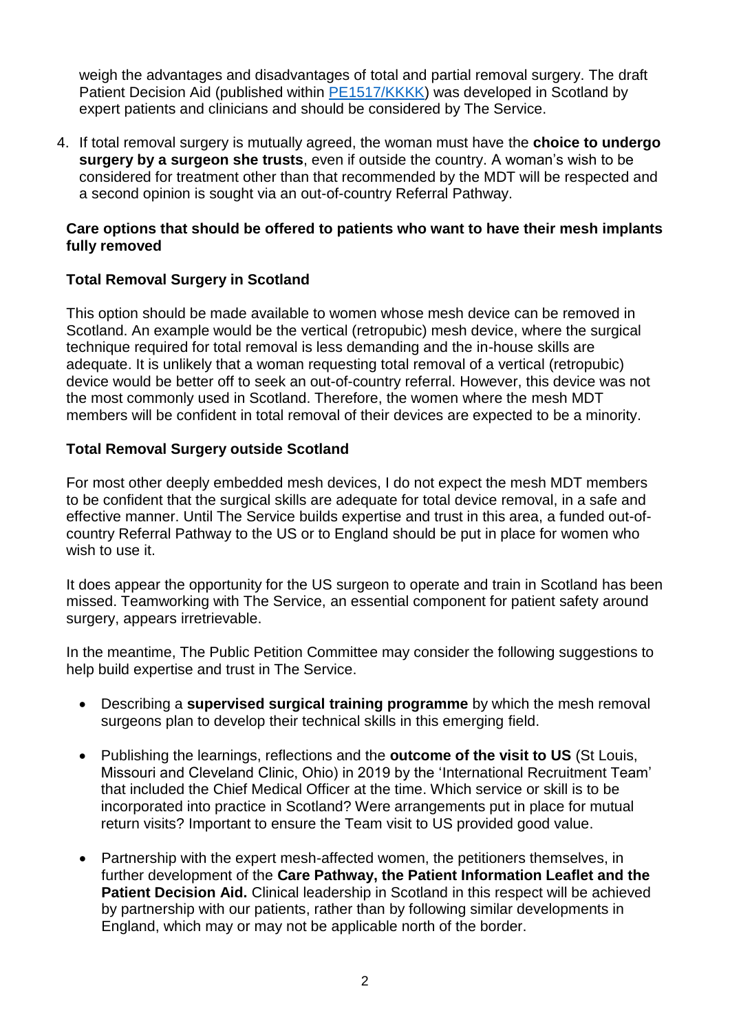weigh the advantages and disadvantages of total and partial removal surgery. The draft Patient Decision Aid (published within [PE1517/KKKK](PE1517/KKKK)) was developed in Scotland by expert patients and clinicians and should be considered by The Service.

4. If total removal surgery is mutually agreed, the woman must have the **choice to undergo surgery by a surgeon she trusts**, even if outside the country. A woman's wish to be considered for treatment other than that recommended by the MDT will be respected and a second opinion is sought via an out-of-country Referral Pathway.

**Care options that should be offered to patients who want to have their mesh implants fully removed**

**Total Removal Surgery in Scotland**

This option should be made available to women whose mesh device can be removed in Scotland. An example would be the vertical (retropubic) mesh device, where the surgical technique required for total removal is less demanding and the in-house skills are adequate. It is unlikely that a woman requesting total removal of a vertical (retropubic) device would be better off to seek an out-of-country referral. However, this device was not the most commonly used in Scotland. Therefore, the women where the mesh MDT members will be confident in total removal of their devices are expected to be a minority.

**Total Removal Surgery outside Scotland**

For most other deeply embedded mesh devices, I do not expect the mesh MDT members to be confident that the surgical skills are adequate for total device removal, in a safe and effective manner. Until The Service builds expertise and trust in this area, a funded out-of-country Referral Pathway to the US or to England should be put in place for women who wish to use it.

It does appear the opportunity for the US surgeon to operate and train in Scotland has been missed. Teamworking with The Service, an essential component for patient safety around surgery, appears irretrievable.

In the meantime, The Public Petition Committee may consider the following suggestions to help build expertise and trust in The Service.

- Describing a **supervised surgical training programme** by which the mesh removal surgeons plan to develop their technical skills in this emerging field.

- Publishing the learnings, reflections and the **outcome of the visit to US** (St Louis, Missouri and Cleveland Clinic, Ohio) in 2019 by the 'International Recruitment Team' that included the Chief Medical Officer at the time. Which service or skill is to be incorporated into practice in Scotland? Were arrangements put in place for mutual return visits? Important to ensure the Team visit to US provided good value.

- Partnership with the expert mesh-affected women, the petitioners themselves, in further development of the **Care Pathway, the Patient Information Leaflet and the Patient Decision Aid.** Clinical leadership in Scotland in this respect will be achieved by partnership with our patients, rather than by following similar developments in England, which may or may not be applicable north of the border.